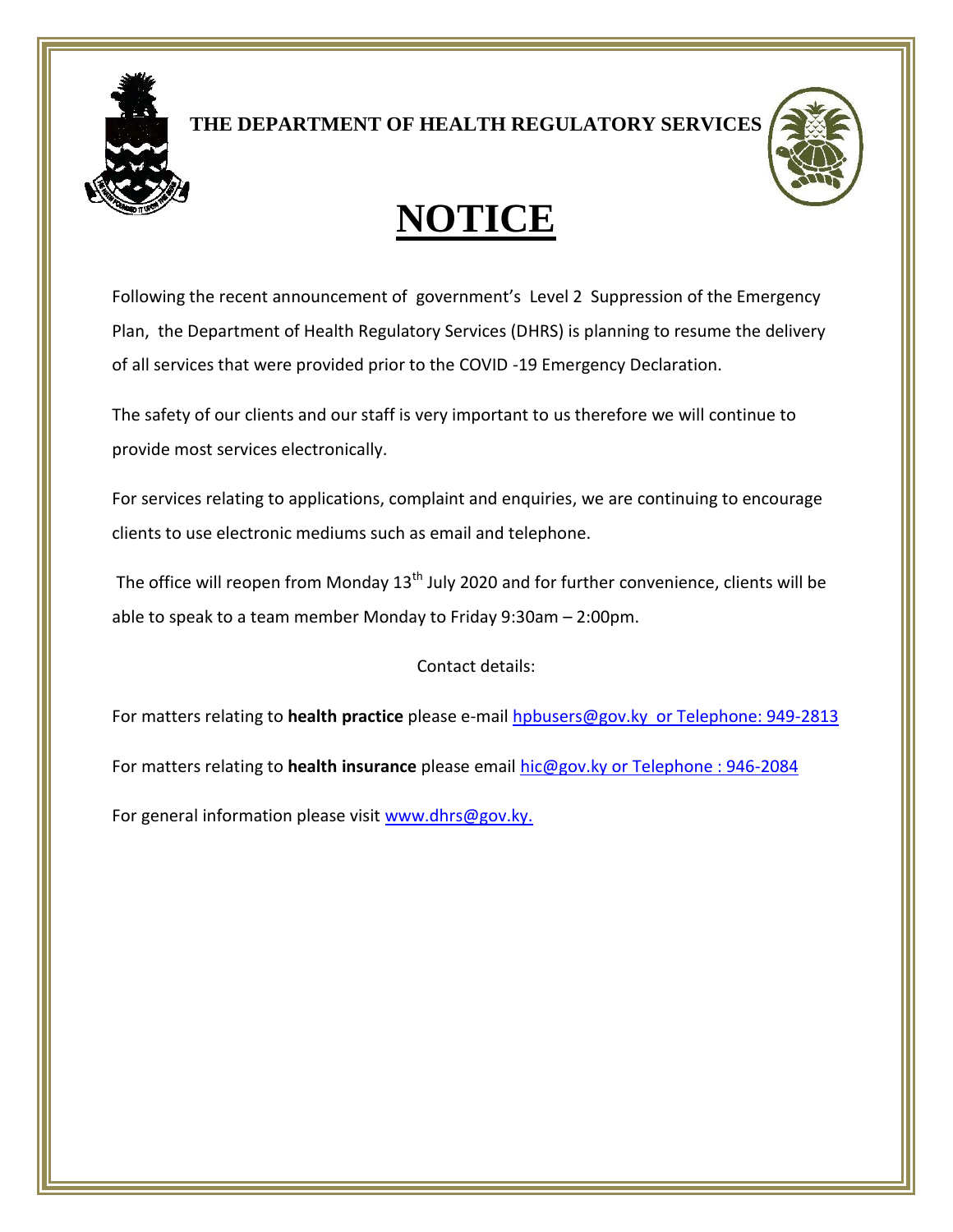**THE DEPARTMENT OF HEALTH REGULATORY SERVICES**

# NOTICE

Following the recent announcement of government's Level 2 Suppression of the Emergency Plan, the Department of Health Regulatory Services (DHRS) is planning to resume the delivery of all services that were provided prior to the COVID -19 Emergency Declaration.

The safety of our clients and our staff is very important to us therefore we will continue to provide most services electronically.

For services relating to applications, complaint and enquiries, we are continuing to encourage clients to use electronic mediums such as email and telephone.

The office will reopen from Monday 13th July 2020 and for further convenience, clients will be able to speak to a team member Monday to Friday 9:30am – 2:00pm.

Contact details:

For matters relating to **health practice** please e-mail hpbusers@gov.ky or Telephone: 949-2813

For matters relating to **health insurance** please email hic@gov.ky or Telephone : 946-2084

For general information please visit www.dhrs@gov.ky.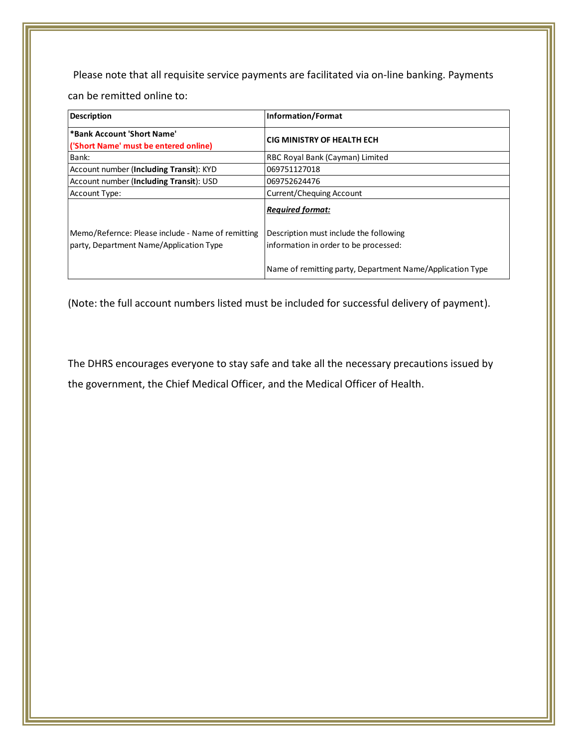Please note that all requisite service payments are facilitated via on-line banking. Payments can be remitted online to:

| **Description** | **Information/Format** |
| --- | --- |
| ***Bank Account 'Short Name'** <br> **('Short Name' must be entered online)** | **CIG MINISTRY OF HEALTH ECH** |
| Bank: | RBC Royal Bank (Cayman) Limited |
| Account number (**Including Transit**): KYD | 069751127018 |
| Account number (**Including Transit**): USD | 069752624476 |
| Account Type: | Current/Chequing Account |
| Memo/Refernce: Please include - Name of remitting party, Department Name/Application Type | ***Required format:*** <br><br> Description must include the following information in order to be processed: <br><br> Name of remitting party, Department Name/Application Type |

(Note: the full account numbers listed must be included for successful delivery of payment).

The DHRS encourages everyone to stay safe and take all the necessary precautions issued by the government, the Chief Medical Officer, and the Medical Officer of Health.